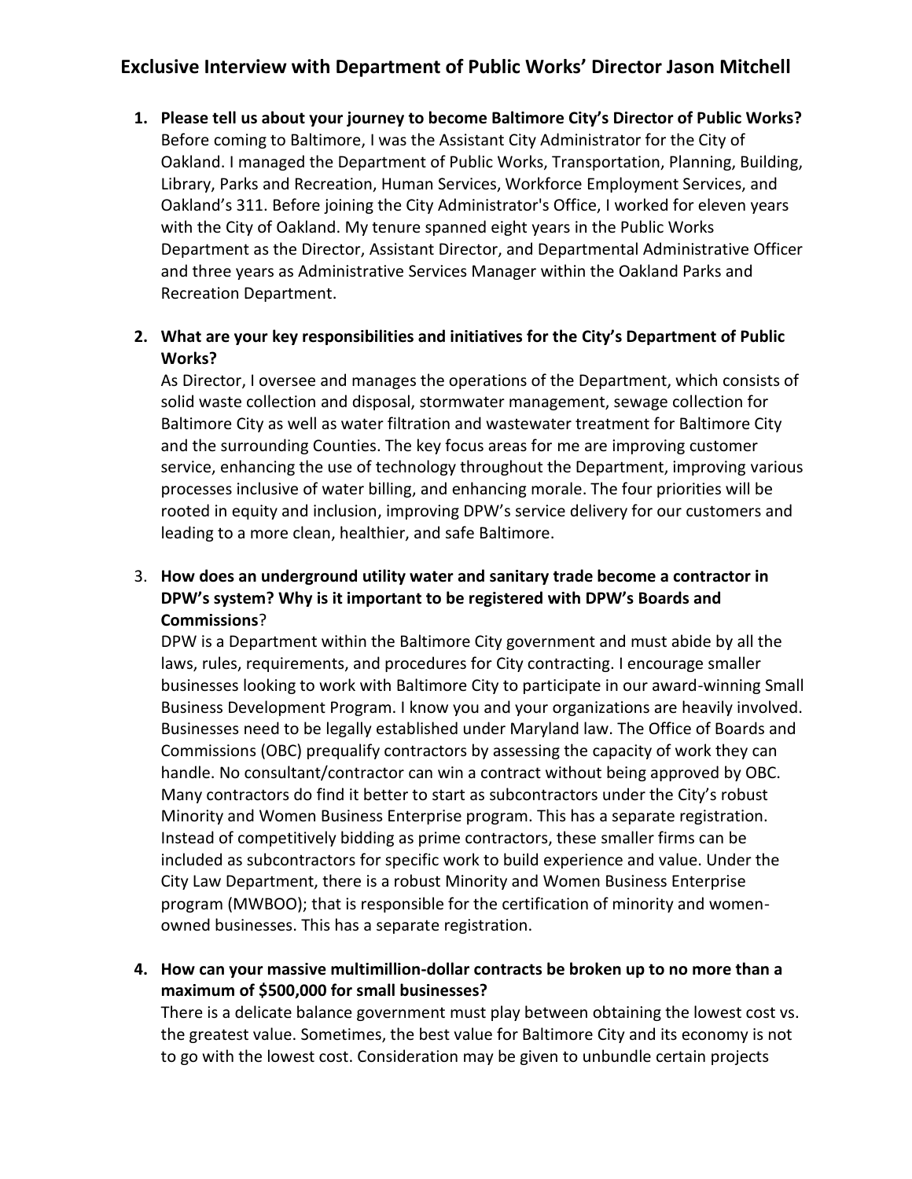## Exclusive Interview with Department of Public Works' Director Jason Mitchell

1. **Please tell us about your journey to become Baltimore City's Director of Public Works?**
   Before coming to Baltimore, I was the Assistant City Administrator for the City of Oakland. I managed the Department of Public Works, Transportation, Planning, Building, Library, Parks and Recreation, Human Services, Workforce Employment Services, and Oakland's 311. Before joining the City Administrator's Office, I worked for eleven years with the City of Oakland. My tenure spanned eight years in the Public Works Department as the Director, Assistant Director, and Departmental Administrative Officer and three years as Administrative Services Manager within the Oakland Parks and Recreation Department.

2. **What are your key responsibilities and initiatives for the City's Department of Public Works?**
   As Director, I oversee and manages the operations of the Department, which consists of solid waste collection and disposal, stormwater management, sewage collection for Baltimore City as well as water filtration and wastewater treatment for Baltimore City and the surrounding Counties. The key focus areas for me are improving customer service, enhancing the use of technology throughout the Department, improving various processes inclusive of water billing, and enhancing morale. The four priorities will be rooted in equity and inclusion, improving DPW's service delivery for our customers and leading to a more clean, healthier, and safe Baltimore.

3. **How does an underground utility water and sanitary trade become a contractor in DPW's system? Why is it important to be registered with DPW's Boards and Commissions**?
   DPW is a Department within the Baltimore City government and must abide by all the laws, rules, requirements, and procedures for City contracting. I encourage smaller businesses looking to work with Baltimore City to participate in our award-winning Small Business Development Program. I know you and your organizations are heavily involved. Businesses need to be legally established under Maryland law. The Office of Boards and Commissions (OBC) prequalify contractors by assessing the capacity of work they can handle. No consultant/contractor can win a contract without being approved by OBC. Many contractors do find it better to start as subcontractors under the City's robust Minority and Women Business Enterprise program. This has a separate registration. Instead of competitively bidding as prime contractors, these smaller firms can be included as subcontractors for specific work to build experience and value. Under the City Law Department, there is a robust Minority and Women Business Enterprise program (MWBOO); that is responsible for the certification of minority and women-owned businesses. This has a separate registration.

4. **How can your massive multimillion-dollar contracts be broken up to no more than a maximum of $500,000 for small businesses?**
   There is a delicate balance government must play between obtaining the lowest cost vs. the greatest value. Sometimes, the best value for Baltimore City and its economy is not to go with the lowest cost. Consideration may be given to unbundle certain projects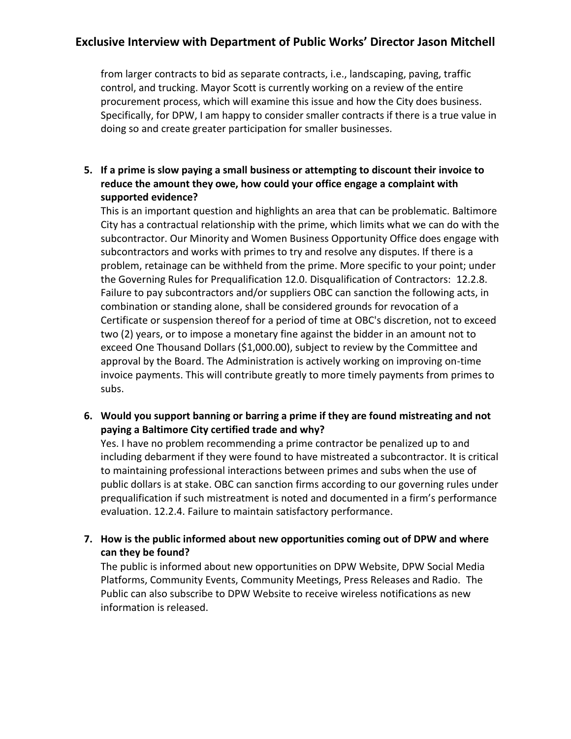from larger contracts to bid as separate contracts, i.e., landscaping, paving, traffic control, and trucking. Mayor Scott is currently working on a review of the entire procurement process, which will examine this issue and how the City does business. Specifically, for DPW, I am happy to consider smaller contracts if there is a true value in doing so and create greater participation for smaller businesses.

5. **If a prime is slow paying a small business or attempting to discount their invoice to reduce the amount they owe, how could your office engage a complaint with supported evidence?**
   This is an important question and highlights an area that can be problematic. Baltimore City has a contractual relationship with the prime, which limits what we can do with the subcontractor. Our Minority and Women Business Opportunity Office does engage with subcontractors and works with primes to try and resolve any disputes. If there is a problem, retainage can be withheld from the prime. More specific to your point; under the Governing Rules for Prequalification 12.0. Disqualification of Contractors: 12.2.8. Failure to pay subcontractors and/or suppliers OBC can sanction the following acts, in combination or standing alone, shall be considered grounds for revocation of a Certificate or suspension thereof for a period of time at OBC's discretion, not to exceed two (2) years, or to impose a monetary fine against the bidder in an amount not to exceed One Thousand Dollars ($1,000.00), subject to review by the Committee and approval by the Board. The Administration is actively working on improving on-time invoice payments. This will contribute greatly to more timely payments from primes to subs.

6. **Would you support banning or barring a prime if they are found mistreating and not paying a Baltimore City certified trade and why?**
   Yes. I have no problem recommending a prime contractor be penalized up to and including debarment if they were found to have mistreated a subcontractor. It is critical to maintaining professional interactions between primes and subs when the use of public dollars is at stake. OBC can sanction firms according to our governing rules under prequalification if such mistreatment is noted and documented in a firm's performance evaluation. 12.2.4. Failure to maintain satisfactory performance.

7. **How is the public informed about new opportunities coming out of DPW and where can they be found?**
   The public is informed about new opportunities on DPW Website, DPW Social Media Platforms, Community Events, Community Meetings, Press Releases and Radio. The Public can also subscribe to DPW Website to receive wireless notifications as new information is released.